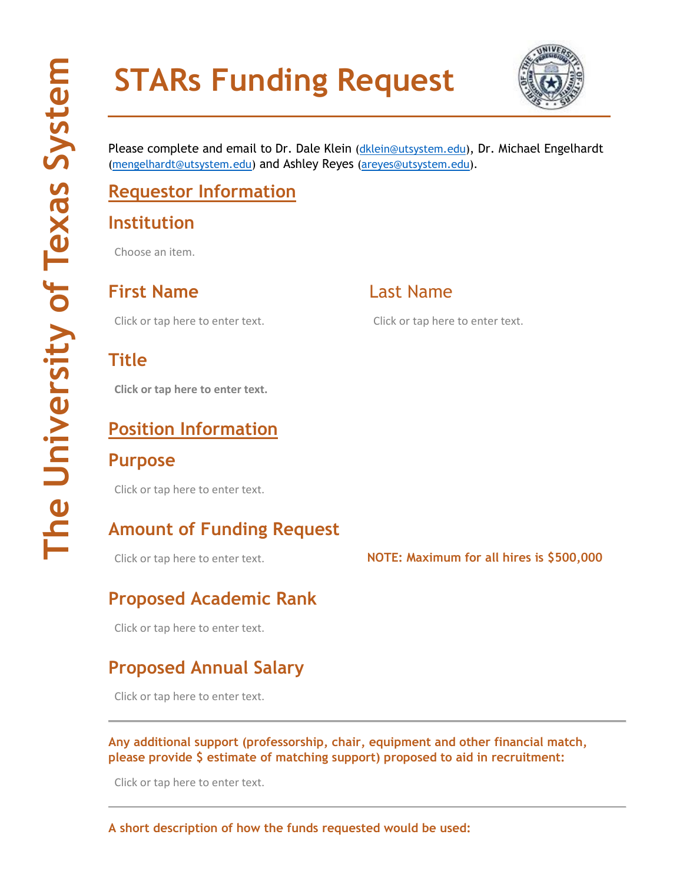# STARs Funding Request

Please complete and email to Dr. Dale Klein (dklein@utsystem.edu), Dr. Michael Engelhardt (mengelhardt@utsystem.edu) and Ashley Reyes (areyes@utsystem.edu).

## Requestor Information

### Institution

Choose an item.

### First Name

Click or tap here to enter text.

### Last Name

Click or tap here to enter text.

### Title

**Click or tap here to enter text.**

## Position Information

### Purpose

Click or tap here to enter text.

### Amount of Funding Request

Click or tap here to enter text.

**NOTE: Maximum for all hires is $500,000**

### Proposed Academic Rank

Click or tap here to enter text.

### Proposed Annual Salary

Click or tap here to enter text.

---

**Any additional support (professorship, chair, equipment and other financial match, please provide $ estimate of matching support) proposed to aid in recruitment:**

Click or tap here to enter text.

---

**A short description of how the funds requested would be used:**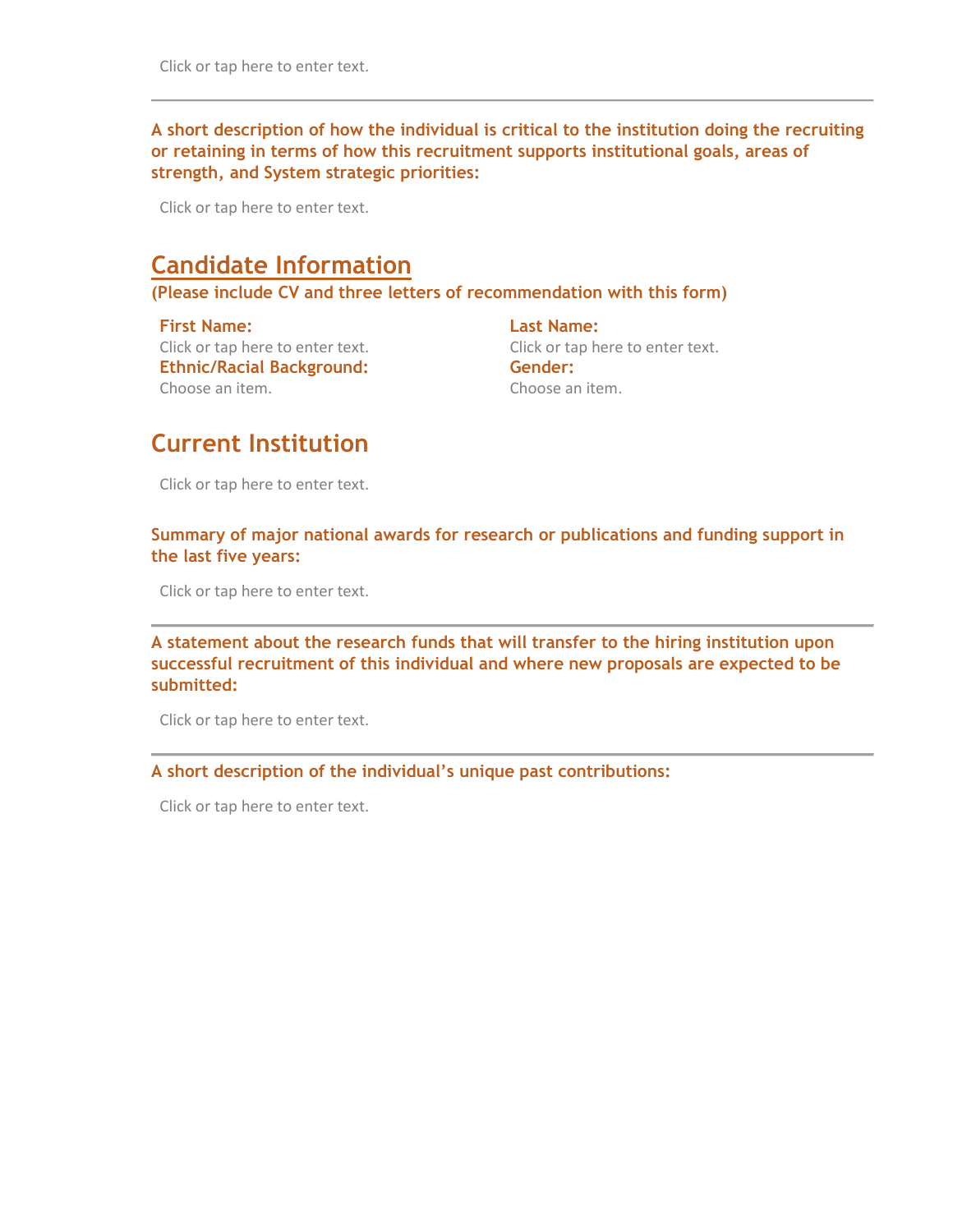Click or tap here to enter text.

---

**A short description of how the individual is critical to the institution doing the recruiting or retaining in terms of how this recruitment supports institutional goals, areas of strength, and System strategic priorities:**

Click or tap here to enter text.

## Candidate Information

**(Please include CV and three letters of recommendation with this form)**

**First Name:**
Click or tap here to enter text.

**Last Name:**
Click or tap here to enter text.

**Ethnic/Racial Background:**
Choose an item.

**Gender:**
Choose an item.

## Current Institution

Click or tap here to enter text.

**Summary of major national awards for research or publications and funding support in the last five years:**

Click or tap here to enter text.

---

**A statement about the research funds that will transfer to the hiring institution upon successful recruitment of this individual and where new proposals are expected to be submitted:**

Click or tap here to enter text.

---

**A short description of the individual's unique past contributions:**

Click or tap here to enter text.